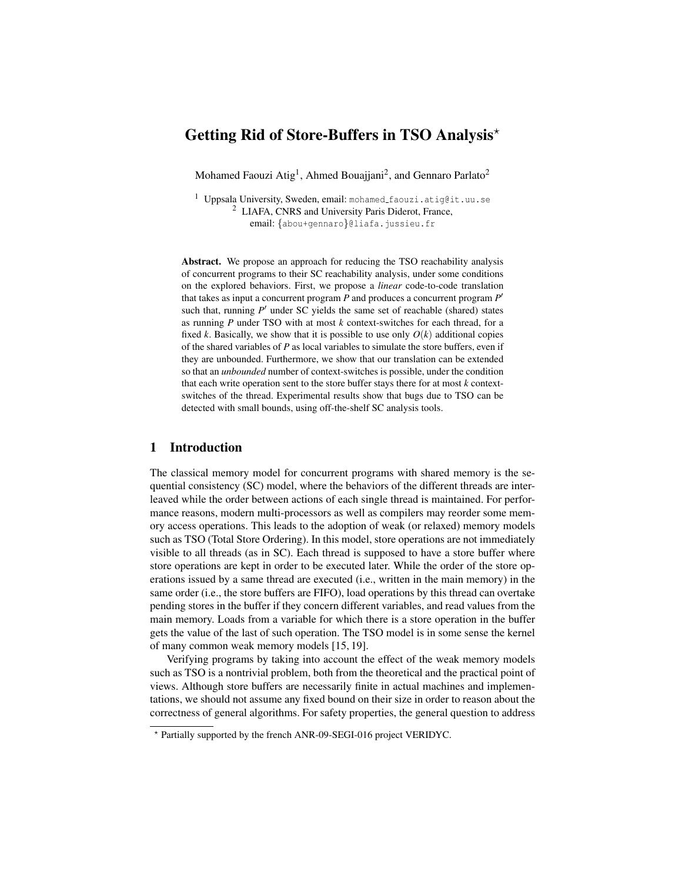# Getting Rid of Store-Buffers in TSO Analysis*

Mohamed Faouzi Atig[1], Ahmed Bouajjani[2], and Gennaro Parlato[2]

[1] Uppsala University, Sweden, email: mohamed_faouzi.atig@it.uu.se
[2] LIAFA, CNRS and University Paris Diderot, France,
email: {abou+gennaro}@liafa.jussieu.fr

**Abstract.** We propose an approach for reducing the TSO reachability analysis of concurrent programs to their SC reachability analysis, under some conditions on the explored behaviors. First, we propose a *linear* code-to-code translation that takes as input a concurrent program $P$ and produces a concurrent program $P'$ such that, running $P'$ under SC yields the same set of reachable (shared) states as running $P$ under TSO with at most $k$ context-switches for each thread, for a fixed $k$. Basically, we show that it is possible to use only $O(k)$ additional copies of the shared variables of $P$ as local variables to simulate the store buffers, even if they are unbounded. Furthermore, we show that our translation can be extended so that an *unbounded* number of context-switches is possible, under the condition that each write operation sent to the store buffer stays there for at most $k$ context-switches of the thread. Experimental results show that bugs due to TSO can be detected with small bounds, using off-the-shelf SC analysis tools.

## 1 Introduction

The classical memory model for concurrent programs with shared memory is the sequential consistency (SC) model, where the behaviors of the different threads are interleaved while the order between actions of each single thread is maintained. For performance reasons, modern multi-processors as well as compilers may reorder some memory access operations. This leads to the adoption of weak (or relaxed) memory models such as TSO (Total Store Ordering). In this model, store operations are not immediately visible to all threads (as in SC). Each thread is supposed to have a store buffer where store operations are kept in order to be executed later. While the order of the store operations issued by a same thread are executed (i.e., written in the main memory) in the same order (i.e., the store buffers are FIFO), load operations by this thread can overtake pending stores in the buffer if they concern different variables, and read values from the main memory. Loads from a variable for which there is a store operation in the buffer gets the value of the last of such operation. The TSO model is in some sense the kernel of many common weak memory models [15, 19].

Verifying programs by taking into account the effect of the weak memory models such as TSO is a nontrivial problem, both from the theoretical and the practical point of views. Although store buffers are necessarily finite in actual machines and implementations, we should not assume any fixed bound on their size in order to reason about the correctness of general algorithms. For safety properties, the general question to address

* Partially supported by the french ANR-09-SEGI-016 project VERIDYC.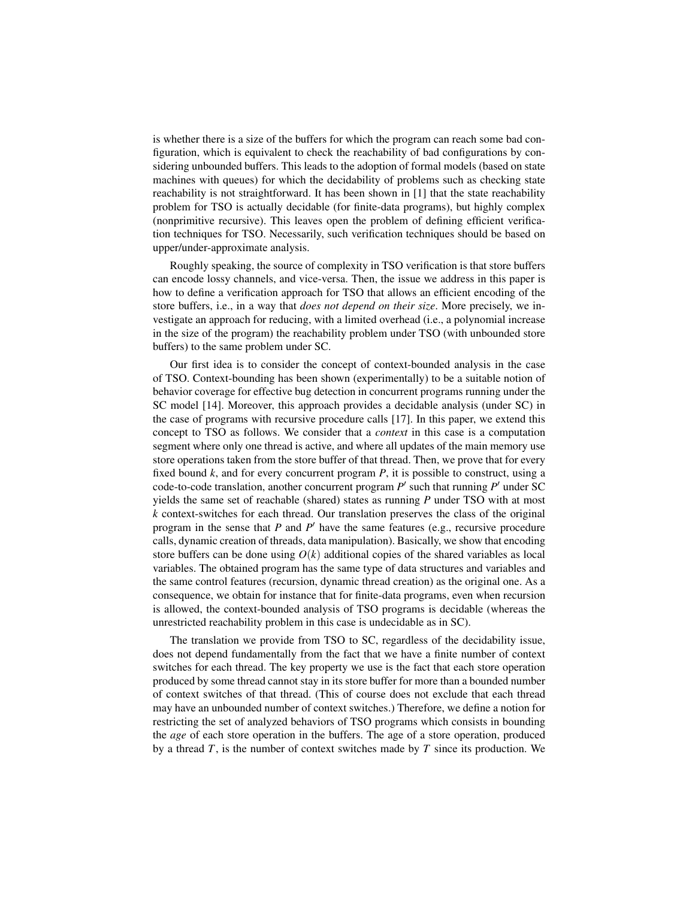is whether there is a size of the buffers for which the program can reach some bad configuration, which is equivalent to check the reachability of bad configurations by considering unbounded buffers. This leads to the adoption of formal models (based on state machines with queues) for which the decidability of problems such as checking state reachability is not straightforward. It has been shown in [1] that the state reachability problem for TSO is actually decidable (for finite-data programs), but highly complex (nonprimitive recursive). This leaves open the problem of defining efficient verification techniques for TSO. Necessarily, such verification techniques should be based on upper/under-approximate analysis.

Roughly speaking, the source of complexity in TSO verification is that store buffers can encode lossy channels, and vice-versa. Then, the issue we address in this paper is how to define a verification approach for TSO that allows an efficient encoding of the store buffers, i.e., in a way that *does not depend on their size*. More precisely, we investigate an approach for reducing, with a limited overhead (i.e., a polynomial increase in the size of the program) the reachability problem under TSO (with unbounded store buffers) to the same problem under SC.

Our first idea is to consider the concept of context-bounded analysis in the case of TSO. Context-bounding has been shown (experimentally) to be a suitable notion of behavior coverage for effective bug detection in concurrent programs running under the SC model [14]. Moreover, this approach provides a decidable analysis (under SC) in the case of programs with recursive procedure calls [17]. In this paper, we extend this concept to TSO as follows. We consider that a *context* in this case is a computation segment where only one thread is active, and where all updates of the main memory use store operations taken from the store buffer of that thread. Then, we prove that for every fixed bound $k$, and for every concurrent program $P$, it is possible to construct, using a code-to-code translation, another concurrent program $P'$ such that running $P'$ under SC yields the same set of reachable (shared) states as running $P$ under TSO with at most $k$ context-switches for each thread. Our translation preserves the class of the original program in the sense that $P$ and $P'$ have the same features (e.g., recursive procedure calls, dynamic creation of threads, data manipulation). Basically, we show that encoding store buffers can be done using $O(k)$ additional copies of the shared variables as local variables. The obtained program has the same type of data structures and variables and the same control features (recursion, dynamic thread creation) as the original one. As a consequence, we obtain for instance that for finite-data programs, even when recursion is allowed, the context-bounded analysis of TSO programs is decidable (whereas the unrestricted reachability problem in this case is undecidable as in SC).

The translation we provide from TSO to SC, regardless of the decidability issue, does not depend fundamentally from the fact that we have a finite number of context switches for each thread. The key property we use is the fact that each store operation produced by some thread cannot stay in its store buffer for more than a bounded number of context switches of that thread. (This of course does not exclude that each thread may have an unbounded number of context switches.) Therefore, we define a notion for restricting the set of analyzed behaviors of TSO programs which consists in bounding the *age* of each store operation in the buffers. The age of a store operation, produced by a thread $T$, is the number of context switches made by $T$ since its production. We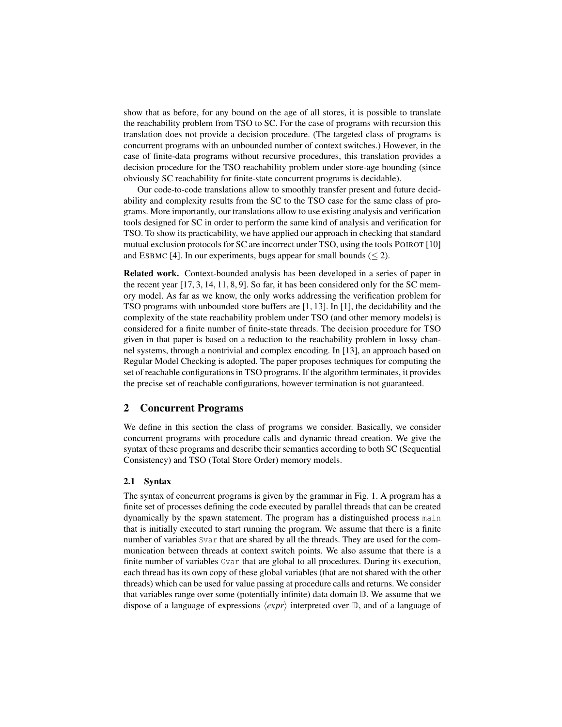show that as before, for any bound on the age of all stores, it is possible to translate the reachability problem from TSO to SC. For the case of programs with recursion this translation does not provide a decision procedure. (The targeted class of programs is concurrent programs with an unbounded number of context switches.) However, in the case of finite-data programs without recursive procedures, this translation provides a decision procedure for the TSO reachability problem under store-age bounding (since obviously SC reachability for finite-state concurrent programs is decidable).

Our code-to-code translations allow to smoothly transfer present and future decidability and complexity results from the SC to the TSO case for the same class of programs. More importantly, our translations allow to use existing analysis and verification tools designed for SC in order to perform the same kind of analysis and verification for TSO. To show its practicability, we have applied our approach in checking that standard mutual exclusion protocols for SC are incorrect under TSO, using the tools POIROT [10] and ESBMC [4]. In our experiments, bugs appear for small bounds ($\leq 2$).

**Related work.** Context-bounded analysis has been developed in a series of paper in the recent year [17, 3, 14, 11, 8, 9]. So far, it has been considered only for the SC memory model. As far as we know, the only works addressing the verification problem for TSO programs with unbounded store buffers are [1, 13]. In [1], the decidability and the complexity of the state reachability problem under TSO (and other memory models) is considered for a finite number of finite-state threads. The decision procedure for TSO given in that paper is based on a reduction to the reachability problem in lossy channel systems, through a nontrivial and complex encoding. In [13], an approach based on Regular Model Checking is adopted. The paper proposes techniques for computing the set of reachable configurations in TSO programs. If the algorithm terminates, it provides the precise set of reachable configurations, however termination is not guaranteed.

## 2 Concurrent Programs

We define in this section the class of programs we consider. Basically, we consider concurrent programs with procedure calls and dynamic thread creation. We give the syntax of these programs and describe their semantics according to both SC (Sequential Consistency) and TSO (Total Store Order) memory models.

### 2.1 Syntax

The syntax of concurrent programs is given by the grammar in Fig. 1. A program has a finite set of processes defining the code executed by parallel threads that can be created dynamically by the spawn statement. The program has a distinguished process `main` that is initially executed to start running the program. We assume that there is a finite number of variables `Svar` that are shared by all the threads. They are used for the communication between threads at context switch points. We also assume that there is a finite number of variables `Gvar` that are global to all procedures. During its execution, each thread has its own copy of these global variables (that are not shared with the other threads) which can be used for value passing at procedure calls and returns. We consider that variables range over some (potentially infinite) data domain $\mathbb{D}$. We assume that we dispose of a language of expressions $\langle expr \rangle$ interpreted over $\mathbb{D}$, and of a language of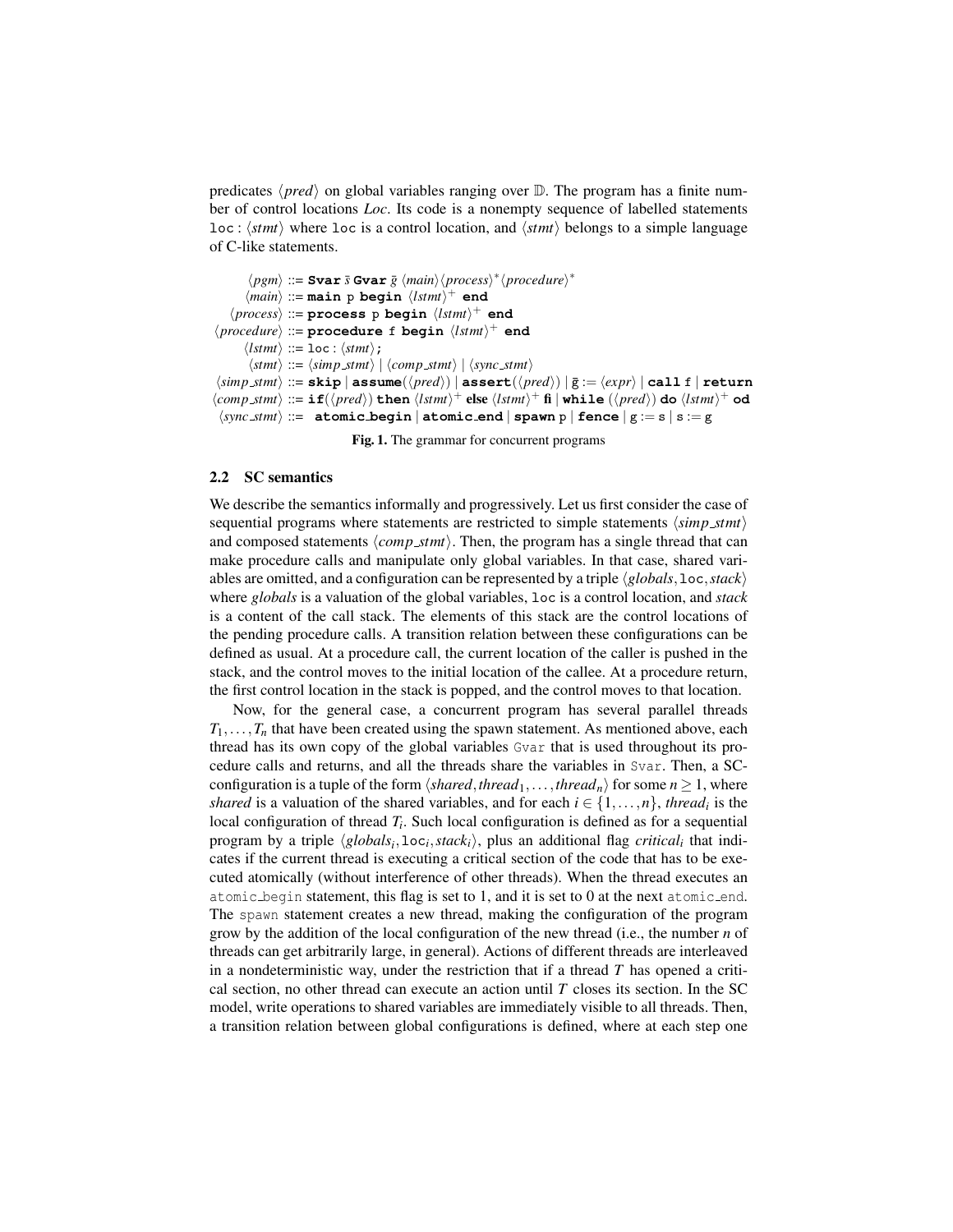predicates ⟨*pred*⟩ on global variables ranging over $\mathbb{D}$. The program has a finite number of control locations *Loc*. Its code is a nonempty sequence of labelled statements `loc` : ⟨*stmt*⟩ where `loc` is a control location, and ⟨*stmt*⟩ belongs to a simple language of C-like statements.

$$
\begin{aligned}
\langle pgm \rangle &::= \texttt{\textbf{Svar}}\ \bar{s}\ \texttt{\textbf{Gvar}}\ \bar{g}\ \langle main \rangle \langle process \rangle^{*} \langle procedure \rangle^{*} \\
\langle main \rangle &::= \texttt{\textbf{main}}\ \texttt{p}\ \texttt{\textbf{begin}}\ \langle lstmt \rangle^{+}\ \texttt{\textbf{end}} \\
\langle process \rangle &::= \texttt{\textbf{process}}\ \texttt{p}\ \texttt{\textbf{begin}}\ \langle lstmt \rangle^{+}\ \texttt{\textbf{end}} \\
\langle procedure \rangle &::= \texttt{\textbf{procedure}}\ \texttt{f}\ \texttt{\textbf{begin}}\ \langle lstmt \rangle^{+}\ \texttt{\textbf{end}} \\
\langle lstmt \rangle &::= \texttt{loc} : \langle stmt \rangle; \\
\langle stmt \rangle &::= \langle simp\_stmt \rangle \mid \langle comp\_stmt \rangle \mid \langle sync\_stmt \rangle \\
\langle simp\_stmt \rangle &::= \texttt{\textbf{skip}} \mid \texttt{\textbf{assume}}(\langle pred \rangle) \mid \texttt{\textbf{assert}}(\langle pred \rangle) \mid \bar{\texttt{g}} := \langle expr \rangle \mid \texttt{\textbf{call}}\ \texttt{f} \mid \texttt{\textbf{return}} \\
\langle comp\_stmt \rangle &::= \texttt{\textbf{if}}(\langle pred \rangle)\ \texttt{\textbf{then}}\ \langle lstmt \rangle^{+}\ \textbf{else}\ \langle lstmt \rangle^{+}\ \textbf{fi} \mid \texttt{\textbf{while}}\ (\langle pred \rangle)\ \textbf{do}\ \langle lstmt \rangle^{+}\ \texttt{\textbf{od}} \\
\langle sync\_stmt \rangle &::= \texttt{\textbf{atomic\_begin}} \mid \texttt{\textbf{atomic\_end}} \mid \texttt{\textbf{spawn}}\ \texttt{p} \mid \texttt{\textbf{fence}} \mid \texttt{g} := \texttt{s} \mid \texttt{s} := \texttt{g}
\end{aligned}
$$

**Fig. 1.** The grammar for concurrent programs

## 2.2 SC semantics

We describe the semantics informally and progressively. Let us first consider the case of sequential programs where statements are restricted to simple statements ⟨*simp\_stmt*⟩ and composed statements ⟨*comp\_stmt*⟩. Then, the program has a single thread that can make procedure calls and manipulate only global variables. In that case, shared variables are omitted, and a configuration can be represented by a triple ⟨*globals*, `loc`, *stack*⟩ where *globals* is a valuation of the global variables, `loc` is a control location, and *stack* is a content of the call stack. The elements of this stack are the control locations of the pending procedure calls. A transition relation between these configurations can be defined as usual. At a procedure call, the current location of the caller is pushed in the stack, and the control moves to the initial location of the callee. At a procedure return, the first control location in the stack is popped, and the control moves to that location.

Now, for the general case, a concurrent program has several parallel threads $T_1, \ldots, T_n$ that have been created using the spawn statement. As mentioned above, each thread has its own copy of the global variables `Gvar` that is used throughout its procedure calls and returns, and all the threads share the variables in `Svar`. Then, a SC-configuration is a tuple of the form ⟨*shared*, *thread*$_1, \ldots,$ *thread*$_n$⟩ for some $n \geq 1$, where *shared* is a valuation of the shared variables, and for each $i \in \{1, \ldots, n\}$, *thread*$_i$ is the local configuration of thread $T_i$. Such local configuration is defined as for a sequential program by a triple ⟨*globals*$_i$, `loc`$_i$, *stack*$_i$⟩, plus an additional flag *critical*$_i$ that indicates if the current thread is executing a critical section of the code that has to be executed atomically (without interference of other threads). When the thread executes an `atomic_begin` statement, this flag is set to 1, and it is set to 0 at the next `atomic_end`. The `spawn` statement creates a new thread, making the configuration of the program grow by the addition of the local configuration of the new thread (i.e., the number $n$ of threads can get arbitrarily large, in general). Actions of different threads are interleaved in a nondeterministic way, under the restriction that if a thread $T$ has opened a critical section, no other thread can execute an action until $T$ closes its section. In the SC model, write operations to shared variables are immediately visible to all threads. Then, a transition relation between global configurations is defined, where at each step one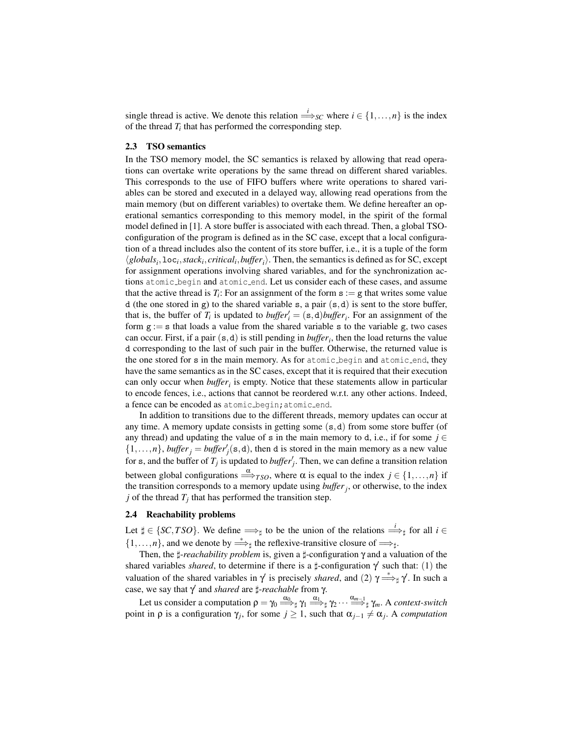single thread is active. We denote this relation $\stackrel{i}{\Longrightarrow}_{SC}$ where $i \in \{1,\ldots,n\}$ is the index of the thread $T_i$ that has performed the corresponding step.

### 2.3 TSO semantics

In the TSO memory model, the SC semantics is relaxed by allowing that read operations can overtake write operations by the same thread on different shared variables. This corresponds to the use of FIFO buffers where write operations to shared variables can be stored and executed in a delayed way, allowing read operations from the main memory (but on different variables) to overtake them. We define hereafter an operational semantics corresponding to this memory model, in the spirit of the formal model defined in [1]. A store buffer is associated with each thread. Then, a global TSO-configuration of the program is defined as in the SC case, except that a local configuration of a thread includes also the content of its store buffer, i.e., it is a tuple of the form $\langle globals_i, \mathtt{loc}_i, stack_i, critical_i, buffer_i \rangle$. Then, the semantics is defined as for SC, except for assignment operations involving shared variables, and for the synchronization actions atomic_begin and atomic_end. Let us consider each of these cases, and assume that the active thread is $T_i$: For an assignment of the form $\mathtt{s} := \mathtt{g}$ that writes some value d (the one stored in g) to the shared variable s, a pair $(\mathtt{s},\mathtt{d})$ is sent to the store buffer, that is, the buffer of $T_i$ is updated to $buffer_i' = (\mathtt{s},\mathtt{d})buffer_i$. For an assignment of the form $\mathtt{g} := \mathtt{s}$ that loads a value from the shared variable s to the variable g, two cases can occur. First, if a pair $(\mathtt{s},\mathtt{d})$ is still pending in $buffer_i$, then the load returns the value d corresponding to the last of such pair in the buffer. Otherwise, the returned value is the one stored for s in the main memory. As for atomic_begin and atomic_end, they have the same semantics as in the SC cases, except that it is required that their execution can only occur when $buffer_i$ is empty. Notice that these statements allow in particular to encode fences, i.e., actions that cannot be reordered w.r.t. any other actions. Indeed, a fence can be encoded as atomic_begin;atomic_end.

In addition to transitions due to the different threads, memory updates can occur at any time. A memory update consists in getting some $(\mathtt{s},\mathtt{d})$ from some store buffer (of any thread) and updating the value of s in the main memory to d, i.e., if for some $j \in \{1,\ldots,n\}$, $buffer_j = buffer_j'(\mathtt{s},\mathtt{d})$, then d is stored in the main memory as a new value for s, and the buffer of $T_j$ is updated to $buffer_j'$. Then, we can define a transition relation between global configurations $\stackrel{\alpha}{\Longrightarrow}_{TSO}$, where $\alpha$ is equal to the index $j \in \{1,\ldots,n\}$ if the transition corresponds to a memory update using $buffer_j$, or otherwise, to the index $j$ of the thread $T_j$ that has performed the transition step.

### 2.4 Reachability problems

Let $\sharp \in \{SC, TSO\}$. We define $\Longrightarrow_\sharp$ to be the union of the relations $\stackrel{i}{\Longrightarrow}_\sharp$ for all $i \in \{1,\ldots,n\}$, and we denote by $\stackrel{*}{\Longrightarrow}_\sharp$ the reflexive-transitive closure of $\Longrightarrow_\sharp$.

Then, the $\sharp$-*reachability problem* is, given a $\sharp$-configuration $\gamma$ and a valuation of the shared variables *shared*, to determine if there is a $\sharp$-configuration $\gamma'$ such that: (1) the valuation of the shared variables in $\gamma'$ is precisely *shared*, and (2) $\gamma \stackrel{*}{\Longrightarrow}_\sharp \gamma'$. In such a case, we say that $\gamma'$ and *shared* are $\sharp$-*reachable* from $\gamma$.

Let us consider a computation $\rho = \gamma_0 \stackrel{\alpha_0}{\Longrightarrow}_\sharp \gamma_1 \stackrel{\alpha_1}{\Longrightarrow}_\sharp \gamma_2 \cdots \stackrel{\alpha_{m-1}}{\Longrightarrow}_\sharp \gamma_m$. A *context-switch* point in $\rho$ is a configuration $\gamma_j$, for some $j \geq 1$, such that $\alpha_{j-1} \neq \alpha_j$. A *computation*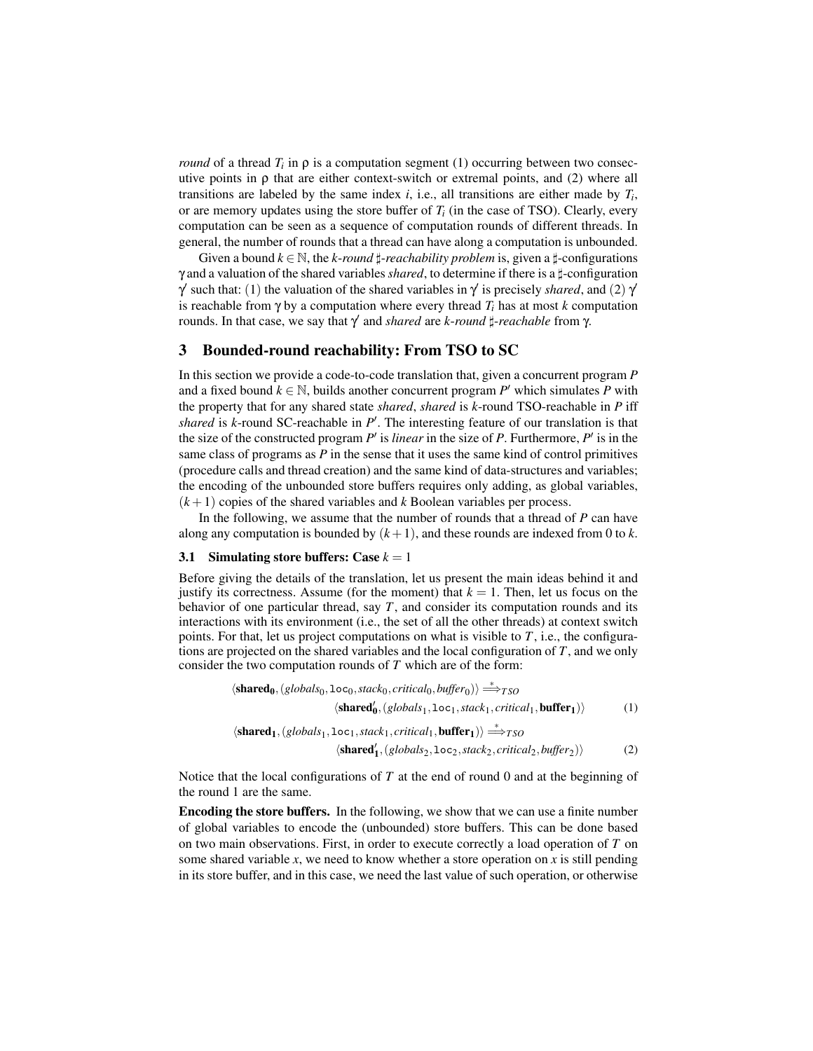*round* of a thread $T_i$ in $\rho$ is a computation segment (1) occurring between two consecutive points in $\rho$ that are either context-switch or extremal points, and (2) where all transitions are labeled by the same index $i$, i.e., all transitions are either made by $T_i$, or are memory updates using the store buffer of $T_i$ (in the case of TSO). Clearly, every computation can be seen as a sequence of computation rounds of different threads. In general, the number of rounds that a thread can have along a computation is unbounded.

Given a bound $k \in \mathbb{N}$, the *k-round $\sharp$-reachability problem* is, given a $\sharp$-configurations $\gamma$ and a valuation of the shared variables *shared*, to determine if there is a $\sharp$-configuration $\gamma'$ such that: (1) the valuation of the shared variables in $\gamma'$ is precisely *shared*, and (2) $\gamma'$ is reachable from $\gamma$ by a computation where every thread $T_i$ has at most $k$ computation rounds. In that case, we say that $\gamma'$ and *shared* are *k-round $\sharp$-reachable* from $\gamma$.

## 3 Bounded-round reachability: From TSO to SC

In this section we provide a code-to-code translation that, given a concurrent program $P$ and a fixed bound $k \in \mathbb{N}$, builds another concurrent program $P'$ which simulates $P$ with the property that for any shared state *shared*, *shared* is $k$-round TSO-reachable in $P$ iff *shared* is $k$-round SC-reachable in $P'$. The interesting feature of our translation is that the size of the constructed program $P'$ is *linear* in the size of $P$. Furthermore, $P'$ is in the same class of programs as $P$ in the sense that it uses the same kind of control primitives (procedure calls and thread creation) and the same kind of data-structures and variables; the encoding of the unbounded store buffers requires only adding, as global variables, $(k+1)$ copies of the shared variables and $k$ Boolean variables per process.

In the following, we assume that the number of rounds that a thread of $P$ can have along any computation is bounded by $(k+1)$, and these rounds are indexed from 0 to $k$.

### 3.1 Simulating store buffers: Case $k = 1$

Before giving the details of the translation, let us present the main ideas behind it and justify its correctness. Assume (for the moment) that $k = 1$. Then, let us focus on the behavior of one particular thread, say $T$, and consider its computation rounds and its interactions with its environment (i.e., the set of all the other threads) at context switch points. For that, let us project computations on what is visible to $T$, i.e., the configurations are projected on the shared variables and the local configuration of $T$, and we only consider the two computation rounds of $T$ which are of the form:

$$\langle \mathbf{shared_0}, (globals_0, \mathtt{loc}_0, stack_0, critical_0, buffer_0) \rangle \xRightarrow{*}_{TSO} \langle \mathbf{shared'_0}, (globals_1, \mathtt{loc}_1, stack_1, critical_1, \mathbf{buffer_1}) \rangle \quad (1)$$

$$\langle \mathbf{shared_1}, (globals_1, \mathtt{loc}_1, stack_1, critical_1, \mathbf{buffer_1}) \rangle \xRightarrow{*}_{TSO} \langle \mathbf{shared'_1}, (globals_2, \mathtt{loc}_2, stack_2, critical_2, buffer_2) \rangle \quad (2)$$

Notice that the local configurations of $T$ at the end of round 0 and at the beginning of the round 1 are the same.

**Encoding the store buffers.** In the following, we show that we can use a finite number of global variables to encode the (unbounded) store buffers. This can be done based on two main observations. First, in order to execute correctly a load operation of $T$ on some shared variable $x$, we need to know whether a store operation on $x$ is still pending in its store buffer, and in this case, we need the last value of such operation, or otherwise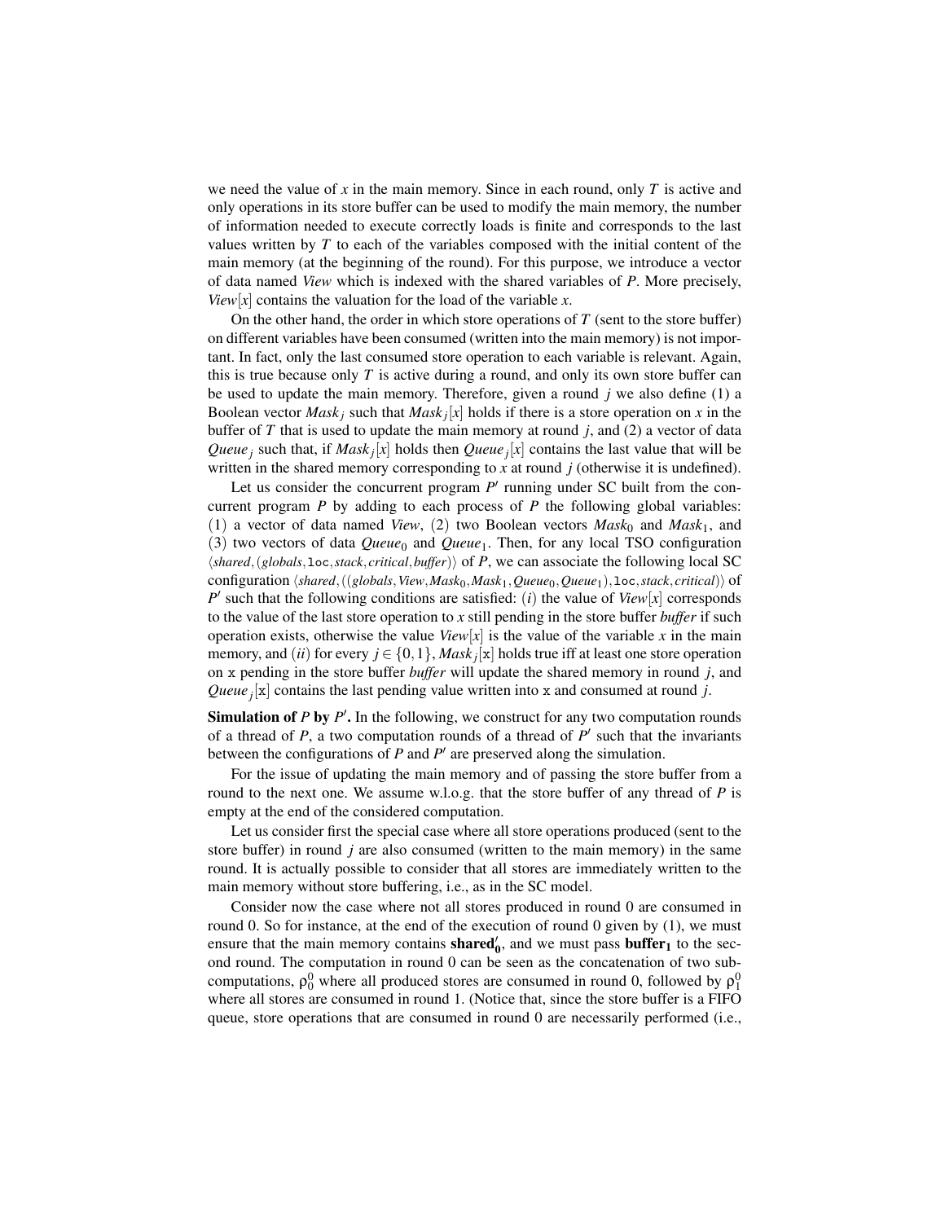we need the value of $x$ in the main memory. Since in each round, only $T$ is active and only operations in its store buffer can be used to modify the main memory, the number of information needed to execute correctly loads is finite and corresponds to the last values written by $T$ to each of the variables composed with the initial content of the main memory (at the beginning of the round). For this purpose, we introduce a vector of data named *View* which is indexed with the shared variables of $P$. More precisely, $View[x]$ contains the valuation for the load of the variable $x$.

On the other hand, the order in which store operations of $T$ (sent to the store buffer) on different variables have been consumed (written into the main memory) is not important. In fact, only the last consumed store operation to each variable is relevant. Again, this is true because only $T$ is active during a round, and only its own store buffer can be used to update the main memory. Therefore, given a round $j$ we also define (1) a Boolean vector $Mask_j$ such that $Mask_j[x]$ holds if there is a store operation on $x$ in the buffer of $T$ that is used to update the main memory at round $j$, and (2) a vector of data $Queue_j$ such that, if $Mask_j[x]$ holds then $Queue_j[x]$ contains the last value that will be written in the shared memory corresponding to $x$ at round $j$ (otherwise it is undefined).

Let us consider the concurrent program $P'$ running under SC built from the concurrent program $P$ by adding to each process of $P$ the following global variables: (1) a vector of data named *View*, (2) two Boolean vectors $Mask_0$ and $Mask_1$, and (3) two vectors of data $Queue_0$ and $Queue_1$. Then, for any local TSO configuration $\langle shared, (globals, \texttt{loc}, stack, critical, buffer)\rangle$ of $P$, we can associate the following local SC configuration $\langle shared, ((globals, View, Mask_0, Mask_1, Queue_0, Queue_1), \texttt{loc}, stack, critical)\rangle$ of $P'$ such that the following conditions are satisfied: ($i$) the value of $View[x]$ corresponds to the value of the last store operation to $x$ still pending in the store buffer *buffer* if such operation exists, otherwise the value $View[x]$ is the value of the variable $x$ in the main memory, and ($ii$) for every $j \in \{0,1\}$, $Mask_j[\texttt{x}]$ holds true iff at least one store operation on $\texttt{x}$ pending in the store buffer *buffer* will update the shared memory in round $j$, and $Queue_j[\texttt{x}]$ contains the last pending value written into $\texttt{x}$ and consumed at round $j$.

**Simulation of $P$ by $P'$.** In the following, we construct for any two computation rounds of a thread of $P$, a two computation rounds of a thread of $P'$ such that the invariants between the configurations of $P$ and $P'$ are preserved along the simulation.

For the issue of updating the main memory and of passing the store buffer from a round to the next one. We assume w.l.o.g. that the store buffer of any thread of $P$ is empty at the end of the considered computation.

Let us consider first the special case where all store operations produced (sent to the store buffer) in round $j$ are also consumed (written to the main memory) in the same round. It is actually possible to consider that all stores are immediately written to the main memory without store buffering, i.e., as in the SC model.

Consider now the case where not all stores produced in round 0 are consumed in round 0. So for instance, at the end of the execution of round 0 given by (1), we must ensure that the main memory contains $\mathbf{shared}_0'$, and we must pass $\mathbf{buffer_1}$ to the second round. The computation in round 0 can be seen as the concatenation of two subcomputations, $\rho_0^0$ where all produced stores are consumed in round 0, followed by $\rho_1^0$ where all stores are consumed in round 1. (Notice that, since the store buffer is a FIFO queue, store operations that are consumed in round 0 are necessarily performed (i.e.,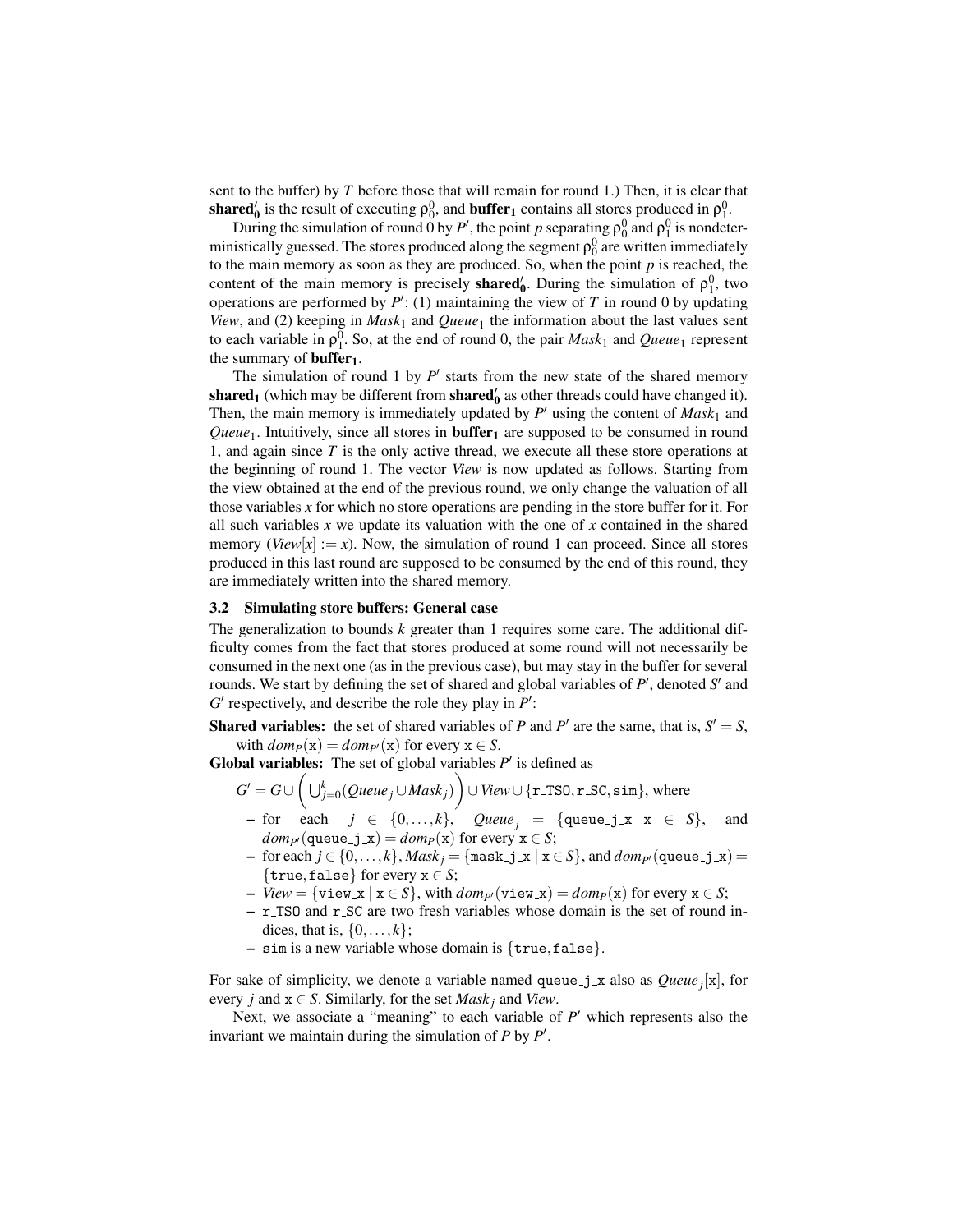sent to the buffer) by $T$ before those that will remain for round 1.) Then, it is clear that $\mathbf{shared'_0}$ is the result of executing $\rho_0^0$, and $\mathbf{buffer_1}$ contains all stores produced in $\rho_1^0$.

During the simulation of round 0 by $P'$, the point $p$ separating $\rho_0^0$ and $\rho_1^0$ is nondeterministically guessed. The stores produced along the segment $\rho_0^0$ are written immediately to the main memory as soon as they are produced. So, when the point $p$ is reached, the content of the main memory is precisely $\mathbf{shared'_0}$. During the simulation of $\rho_1^0$, two operations are performed by $P'$: (1) maintaining the view of $T$ in round 0 by updating *View*, and (2) keeping in $Mask_1$ and $Queue_1$ the information about the last values sent to each variable in $\rho_1^0$. So, at the end of round 0, the pair $Mask_1$ and $Queue_1$ represent the summary of $\mathbf{buffer_1}$.

The simulation of round 1 by $P'$ starts from the new state of the shared memory $\mathbf{shared_1}$ (which may be different from $\mathbf{shared'_0}$ as other threads could have changed it). Then, the main memory is immediately updated by $P'$ using the content of $Mask_1$ and $Queue_1$. Intuitively, since all stores in $\mathbf{buffer_1}$ are supposed to be consumed in round 1, and again since $T$ is the only active thread, we execute all these store operations at the beginning of round 1. The vector *View* is now updated as follows. Starting from the view obtained at the end of the previous round, we only change the valuation of all those variables $x$ for which no store operations are pending in the store buffer for it. For all such variables $x$ we update its valuation with the one of $x$ contained in the shared memory ($View[x] := x$). Now, the simulation of round 1 can proceed. Since all stores produced in this last round are supposed to be consumed by the end of this round, they are immediately written into the shared memory.

### 3.2 Simulating store buffers: General case

The generalization to bounds $k$ greater than 1 requires some care. The additional difficulty comes from the fact that stores produced at some round will not necessarily be consumed in the next one (as in the previous case), but may stay in the buffer for several rounds. We start by defining the set of shared and global variables of $P'$, denoted $S'$ and $G'$ respectively, and describe the role they play in $P'$:

**Shared variables:** the set of shared variables of $P$ and $P'$ are the same, that is, $S' = S$, with $dom_P(\mathtt{x}) = dom_{P'}(\mathtt{x})$ for every $\mathtt{x} \in S$.

**Global variables:** The set of global variables $P'$ is defined as
$G' = G \cup \left( \bigcup_{j=0}^{k} (Queue_j \cup Mask_j) \right) \cup View \cup \{\mathtt{r\_TSO}, \mathtt{r\_SC}, \mathtt{sim}\}$, where

- for each $j \in \{0,\ldots,k\}$, $Queue_j = \{\mathtt{queue\_j\_x} \mid \mathtt{x} \in S\}$, and $dom_{P'}(\mathtt{queue\_j\_x}) = dom_P(\mathtt{x})$ for every $\mathtt{x} \in S$;
- for each $j \in \{0,\ldots,k\}$, $Mask_j = \{\mathtt{mask\_j\_x} \mid \mathtt{x} \in S\}$, and $dom_{P'}(\mathtt{queue\_j\_x}) = \{\mathtt{true}, \mathtt{false}\}$ for every $\mathtt{x} \in S$;
- $View = \{\mathtt{view\_x} \mid \mathtt{x} \in S\}$, with $dom_{P'}(\mathtt{view\_x}) = dom_P(\mathtt{x})$ for every $\mathtt{x} \in S$;
- $\mathtt{r\_TSO}$ and $\mathtt{r\_SC}$ are two fresh variables whose domain is the set of round indices, that is, $\{0,\ldots,k\}$;
- $\mathtt{sim}$ is a new variable whose domain is $\{\mathtt{true}, \mathtt{false}\}$.

For sake of simplicity, we denote a variable named $\mathtt{queue\_j\_x}$ also as $Queue_j[\mathtt{x}]$, for every $j$ and $\mathtt{x} \in S$. Similarly, for the set $Mask_j$ and *View*.

Next, we associate a "meaning" to each variable of $P'$ which represents also the invariant we maintain during the simulation of $P$ by $P'$.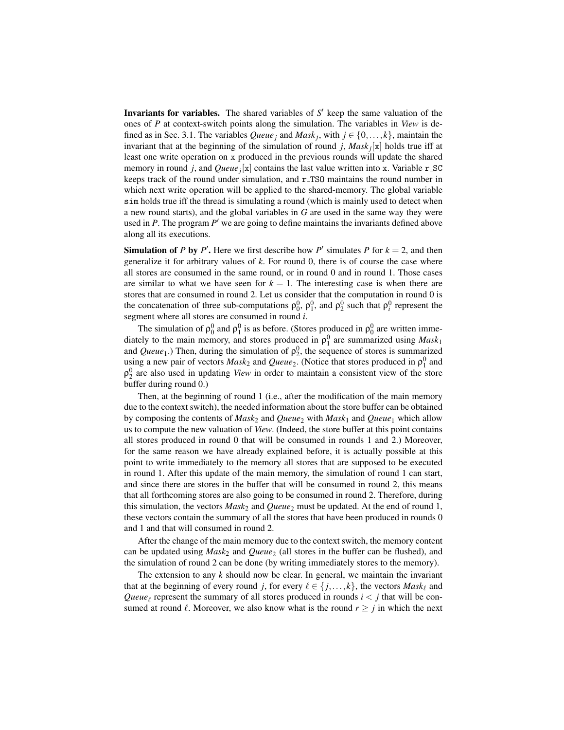**Invariants for variables.** The shared variables of $S'$ keep the same valuation of the ones of $P$ at context-switch points along the simulation. The variables in *View* is defined as in Sec. 3.1. The variables $Queue_j$ and $Mask_j$, with $j \in \{0, \ldots, k\}$, maintain the invariant that at the beginning of the simulation of round $j$, $Mask_j$[x] holds true iff at least one write operation on x produced in the previous rounds will update the shared memory in round $j$, and $Queue_j$[x] contains the last value written into x. Variable r_SC keeps track of the round under simulation, and r_TSO maintains the round number in which next write operation will be applied to the shared-memory. The global variable sim holds true iff the thread is simulating a round (which is mainly used to detect when a new round starts), and the global variables in $G$ are used in the same way they were used in $P$. The program $P'$ we are going to define maintains the invariants defined above along all its executions.

**Simulation of $P$ by $P'$.** Here we first describe how $P'$ simulates $P$ for $k = 2$, and then generalize it for arbitrary values of $k$. For round 0, there is of course the case where all stores are consumed in the same round, or in round 0 and in round 1. Those cases are similar to what we have seen for $k = 1$. The interesting case is when there are stores that are consumed in round 2. Let us consider that the computation in round 0 is the concatenation of three sub-computations $\rho_0^0$, $\rho_1^0$, and $\rho_2^0$ such that $\rho_i^0$ represent the segment where all stores are consumed in round $i$.

The simulation of $\rho_0^0$ and $\rho_1^0$ is as before. (Stores produced in $\rho_0^0$ are written immediately to the main memory, and stores produced in $\rho_1^0$ are summarized using $Mask_1$ and $Queue_1$.) Then, during the simulation of $\rho_2^0$, the sequence of stores is summarized using a new pair of vectors $Mask_2$ and $Queue_2$. (Notice that stores produced in $\rho_1^0$ and $\rho_2^0$ are also used in updating *View* in order to maintain a consistent view of the store buffer during round 0.)

Then, at the beginning of round 1 (i.e., after the modification of the main memory due to the context switch), the needed information about the store buffer can be obtained by composing the contents of $Mask_2$ and $Queue_2$ with $Mask_1$ and $Queue_1$ which allow us to compute the new valuation of *View*. (Indeed, the store buffer at this point contains all stores produced in round 0 that will be consumed in rounds 1 and 2.) Moreover, for the same reason we have already explained before, it is actually possible at this point to write immediately to the memory all stores that are supposed to be executed in round 1. After this update of the main memory, the simulation of round 1 can start, and since there are stores in the buffer that will be consumed in round 2, this means that all forthcoming stores are also going to be consumed in round 2. Therefore, during this simulation, the vectors $Mask_2$ and $Queue_2$ must be updated. At the end of round 1, these vectors contain the summary of all the stores that have been produced in rounds 0 and 1 and that will consumed in round 2.

After the change of the main memory due to the context switch, the memory content can be updated using $Mask_2$ and $Queue_2$ (all stores in the buffer can be flushed), and the simulation of round 2 can be done (by writing immediately stores to the memory).

The extension to any $k$ should now be clear. In general, we maintain the invariant that at the beginning of every round $j$, for every $\ell \in \{j, \ldots, k\}$, the vectors $Mask_\ell$ and $Queue_\ell$ represent the summary of all stores produced in rounds $i < j$ that will be consumed at round $\ell$. Moreover, we also know what is the round $r \geq j$ in which the next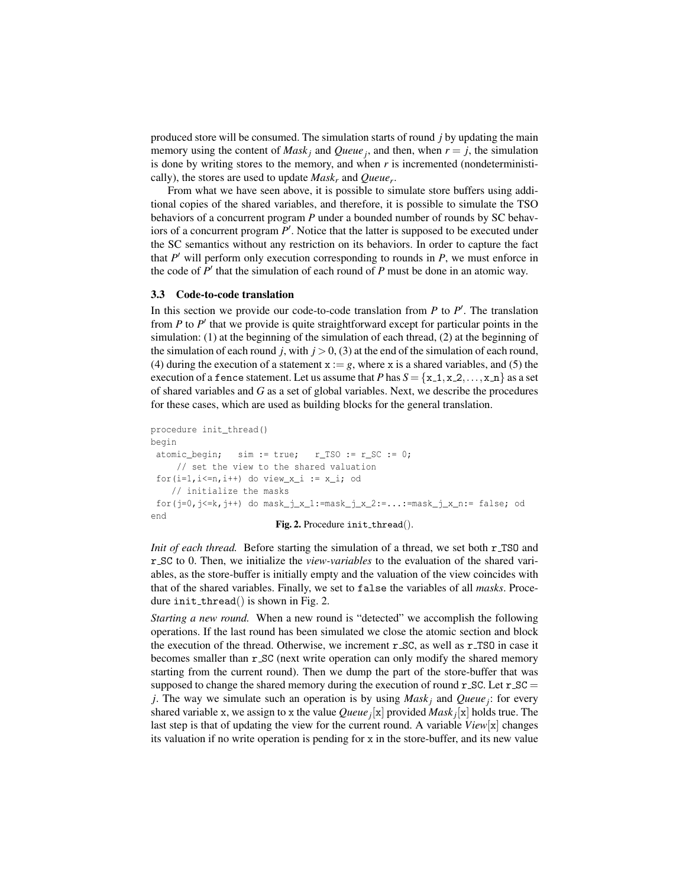produced store will be consumed. The simulation starts of round $j$ by updating the main memory using the content of $Mask_j$ and $Queue_j$, and then, when $r = j$, the simulation is done by writing stores to the memory, and when $r$ is incremented (nondeterministically), the stores are used to update $Mask_r$ and $Queue_r$.

From what we have seen above, it is possible to simulate store buffers using additional copies of the shared variables, and therefore, it is possible to simulate the TSO behaviors of a concurrent program $P$ under a bounded number of rounds by SC behaviors of a concurrent program $P'$. Notice that the latter is supposed to be executed under the SC semantics without any restriction on its behaviors. In order to capture the fact that $P'$ will perform only execution corresponding to rounds in $P$, we must enforce in the code of $P'$ that the simulation of each round of $P$ must be done in an atomic way.

### 3.3 Code-to-code translation

In this section we provide our code-to-code translation from $P$ to $P'$. The translation from $P$ to $P'$ that we provide is quite straightforward except for particular points in the simulation: (1) at the beginning of the simulation of each thread, (2) at the beginning of the simulation of each round $j$, with $j > 0$, (3) at the end of the simulation of each round, (4) during the execution of a statement $\texttt{x} := g$, where x is a shared variables, and (5) the execution of a `fence` statement. Let us assume that $P$ has $S = \{\texttt{x\_1}, \texttt{x\_2}, \ldots, \texttt{x\_n}\}$ as a set of shared variables and $G$ as a set of global variables. Next, we describe the procedures for these cases, which are used as building blocks for the general translation.

```
procedure init_thread()
begin
 atomic_begin;   sim := true;   r_TSO := r_SC := 0;
     // set the view to the shared valuation
 for(i=1,i<=n,i++) do view_x_i := x_i; od
    // initialize the masks
 for(j=0,j<=k,j++) do mask_j_x_1:=mask_j_x_2:=...:=mask_j_x_n:= false; od
end
```

**Fig. 2.** Procedure `init_thread()`.

*Init of each thread.* Before starting the simulation of a thread, we set both `r_TSO` and `r_SC` to 0. Then, we initialize the *view-variables* to the evaluation of the shared variables, as the store-buffer is initially empty and the valuation of the view coincides with that of the shared variables. Finally, we set to `false` the variables of all *masks*. Procedure `init_thread()` is shown in Fig. 2.

*Starting a new round.* When a new round is "detected" we accomplish the following operations. If the last round has been simulated we close the atomic section and block the execution of the thread. Otherwise, we increment `r_SC`, as well as `r_TSO` in case it becomes smaller than `r_SC` (next write operation can only modify the shared memory starting from the current round). Then we dump the part of the store-buffer that was supposed to change the shared memory during the execution of round `r_SC`. Let `r_SC` $= j$. The way we simulate such an operation is by using $Mask_j$ and $Queue_j$: for every shared variable x, we assign to x the value $Queue_j[\texttt{x}]$ provided $Mask_j[\texttt{x}]$ holds true. The last step is that of updating the view for the current round. A variable $View[\texttt{x}]$ changes its valuation if no write operation is pending for x in the store-buffer, and its new value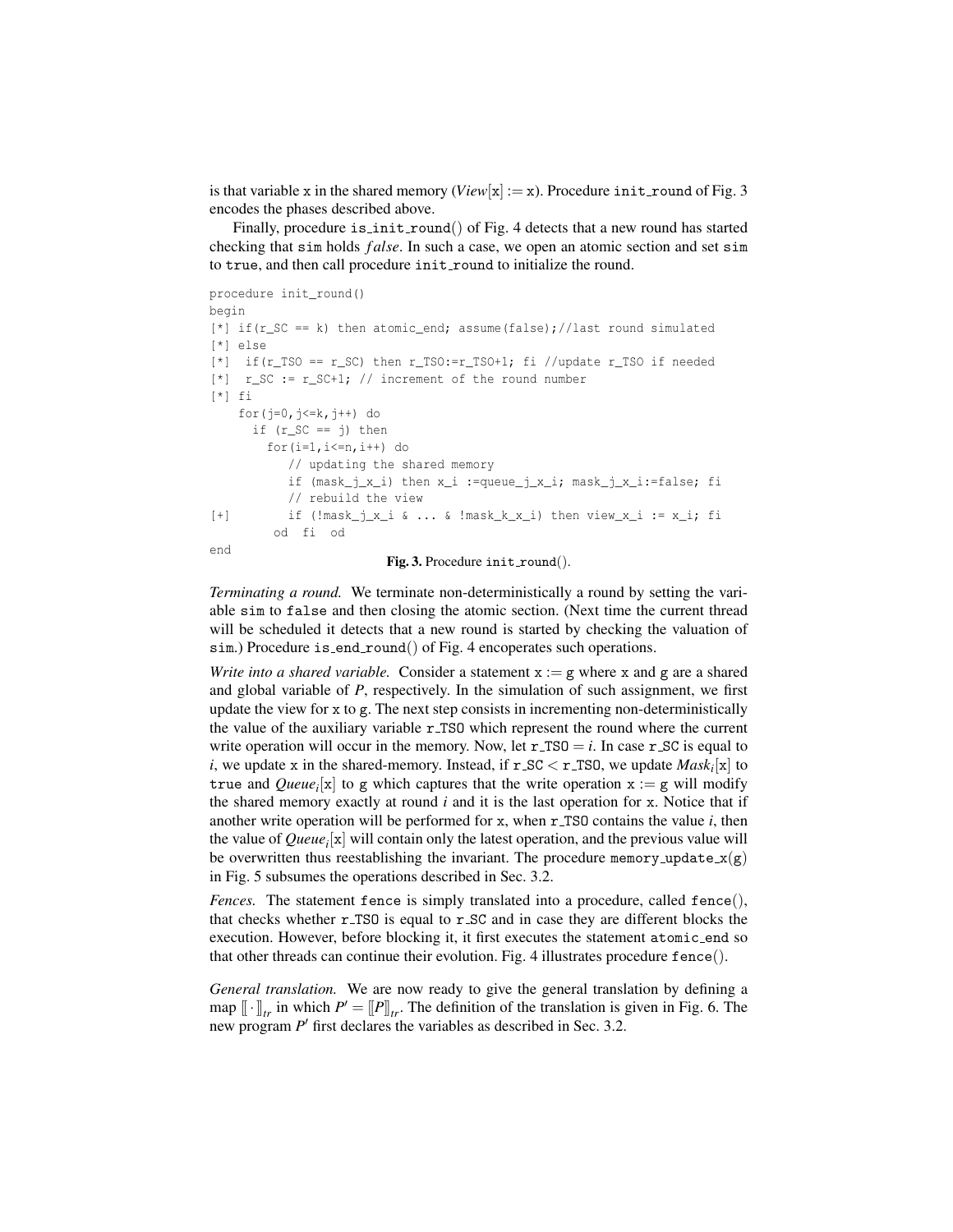is that variable x in the shared memory ($View$[x] := x). Procedure init_round of Fig. 3 encodes the phases described above.

Finally, procedure is_init_round() of Fig. 4 detects that a new round has started checking that sim holds *false*. In such a case, we open an atomic section and set sim to true, and then call procedure init_round to initialize the round.

```
procedure init_round()
begin
[*] if(r_SC == k) then atomic_end; assume(false);//last round simulated
[*] else
[*]  if(r_TSO == r_SC) then r_TSO:=r_TSO+1; fi //update r_TSO if needed
[*]  r_SC := r_SC+1; // increment of the round number
[*] fi
    for(j=0,j<=k,j++) do
      if (r_SC == j) then
        for(i=1,i<=n,i++) do
           // updating the shared memory
           if (mask_j_x_i) then x_i :=queue_j_x_i; mask_j_x_i:=false; fi
           // rebuild the view
[+]        if (!mask_j_x_i & ... & !mask_k_x_i) then view_x_i := x_i; fi
         od  fi  od
end
```

**Fig. 3.** Procedure init_round().

*Terminating a round.* We terminate non-deterministically a round by setting the variable sim to false and then closing the atomic section. (Next time the current thread will be scheduled it detects that a new round is started by checking the valuation of sim.) Procedure is_end_round() of Fig. 4 encoperates such operations.

*Write into a shared variable.* Consider a statement x := g where x and g are a shared and global variable of $P$, respectively. In the simulation of such assignment, we first update the view for x to g. The next step consists in incrementing non-deterministically the value of the auxiliary variable r_TSO which represent the round where the current write operation will occur in the memory. Now, let r_TSO $= i$. In case r_SC is equal to $i$, we update x in the shared-memory. Instead, if r_SC < r_TSO, we update $Mask_i$[x] to true and $Queue_i$[x] to g which captures that the write operation x := g will modify the shared memory exactly at round $i$ and it is the last operation for x. Notice that if another write operation will be performed for x, when r_TSO contains the value $i$, then the value of $Queue_i$[x] will contain only the latest operation, and the previous value will be overwritten thus reestablishing the invariant. The procedure memory_update_x(g) in Fig. 5 subsumes the operations described in Sec. 3.2.

*Fences.* The statement fence is simply translated into a procedure, called fence(), that checks whether r_TSO is equal to r_SC and in case they are different blocks the execution. However, before blocking it, it first executes the statement atomic_end so that other threads can continue their evolution. Fig. 4 illustrates procedure fence().

*General translation.* We are now ready to give the general translation by defining a map $[\![\cdot]\!]_{tr}$ in which $P' = [\![P]\!]_{tr}$. The definition of the translation is given in Fig. 6. The new program $P'$ first declares the variables as described in Sec. 3.2.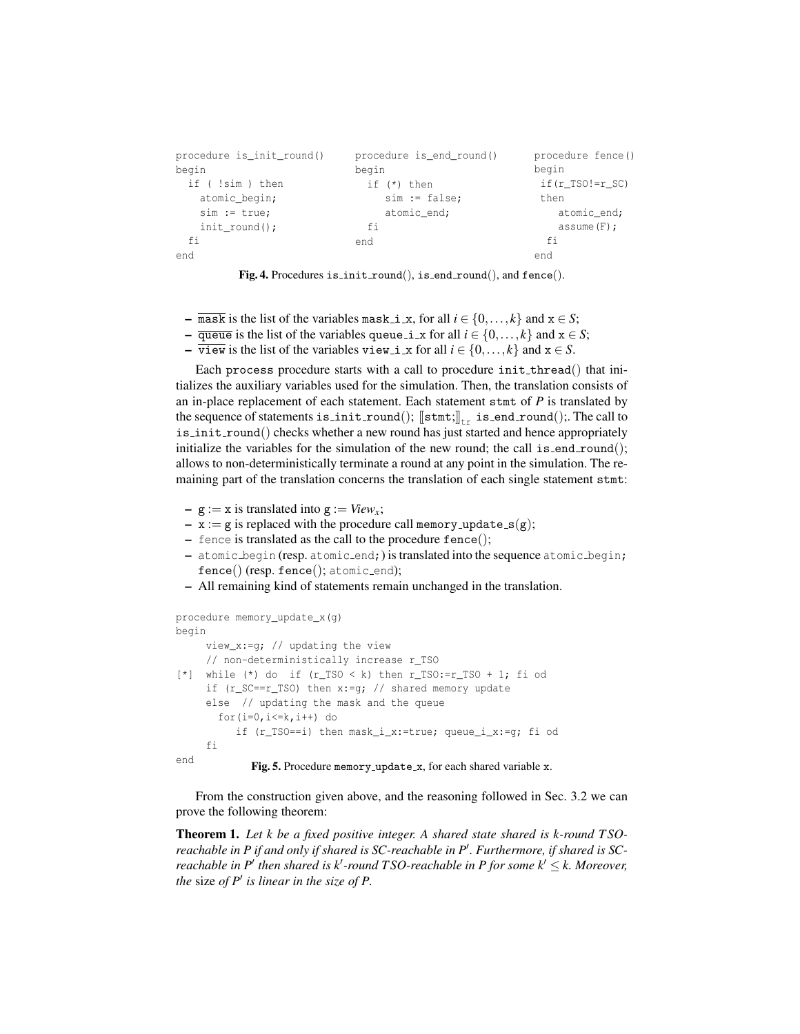```
procedure is_init_round()
begin
  if ( !sim ) then
    atomic_begin;
    sim := true;
    init_round();
  fi
end
```

```
procedure is_end_round()
begin
  if (*) then
     sim := false;
     atomic_end;
  fi
end
```

```
procedure fence()
begin
 if(r_TSO!=r_SC)
 then
    atomic_end;
    assume(F);
  fi
end
```

**Fig. 4.** Procedures is_init_round(), is_end_round(), and fence().

- $\overline{\text{mask}}$ is the list of the variables mask_i_x, for all $i \in \{0, \ldots, k\}$ and $\mathtt{x} \in S$;
- $\overline{\text{queue}}$ is the list of the variables queue_i_x for all $i \in \{0, \ldots, k\}$ and $\mathtt{x} \in S$;
- $\overline{\text{view}}$ is the list of the variables view_i_x for all $i \in \{0, \ldots, k\}$ and $\mathtt{x} \in S$.

Each process procedure starts with a call to procedure init_thread() that initializes the auxiliary variables used for the simulation. Then, the translation consists of an in-place replacement of each statement. Each statement stmt of $P$ is translated by the sequence of statements is_init_round(); $[\![\mathtt{stmt};]\!]_{\mathtt{tr}}$ is_end_round();. The call to is_init_round() checks whether a new round has just started and hence appropriately initialize the variables for the simulation of the new round; the call is_end_round(); allows to non-deterministically terminate a round at any point in the simulation. The remaining part of the translation concerns the translation of each single statement stmt:

- g := x is translated into g := $View_x$;
- x := g is replaced with the procedure call memory_update_s(g);
- fence is translated as the call to the procedure fence();
- atomic_begin (resp. atomic_end;) is translated into the sequence atomic_begin; fence() (resp. fence(); atomic_end);
- All remaining kind of statements remain unchanged in the translation.

```
procedure memory_update_x(g)
begin
     view_x:=g; // updating the view
     // non-deterministically increase r_TSO
[*]  while (*) do  if (r_TSO < k) then r_TSO:=r_TSO + 1; fi od
     if (r_SC==r_TSO) then x:=g; // shared memory update
     else  // updating the mask and the queue
       for(i=0,i<=k,i++) do
          if (r_TSO==i) then mask_i_x:=true; queue_i_x:=g; fi od
     fi
end
```

**Fig. 5.** Procedure memory_update_x, for each shared variable x.

From the construction given above, and the reasoning followed in Sec. 3.2 we can prove the following theorem:

**Theorem 1.** *Let $k$ be a fixed positive integer. A shared state shared is $k$-round $TSO$-reachable in $P$ if and only if shared is SC-reachable in $P'$. Furthermore, if shared is SC-reachable in $P'$ then shared is $k'$-round $TSO$-reachable in $P$ for some $k' \leq k$. Moreover, the* size *of $P'$ is linear in the size of $P$.*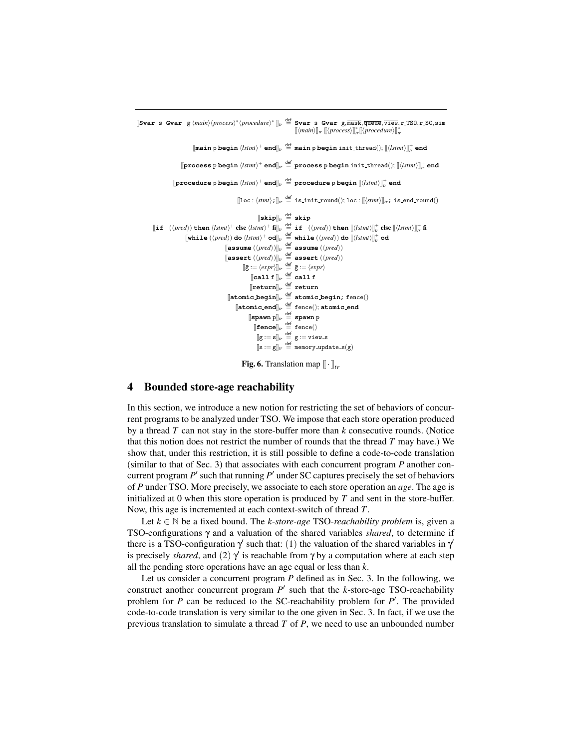$$[\![\texttt{Svar}\ \bar{s}\ \texttt{Gvar}\ \bar{g}\ \langle main\rangle\langle process\rangle^*\langle procedure\rangle^*]\!]_{tr} \stackrel{\text{def}}{=} \texttt{Svar}\ \bar{s}\ \texttt{Gvar}\ \bar{g}, \overline{\texttt{mask}}, \overline{\texttt{queue}}, \overline{\texttt{view}}, \texttt{r\_TSO}, \texttt{r\_SC}, \texttt{sim}\ [\![\langle main\rangle]\!]_{tr}\ [\![\langle process\rangle]\!]^*_{tr} [\![\langle procedure\rangle]\!]^*_{tr}$$

$$[\![\texttt{main p begin}\ \langle lstmt\rangle^+\ \texttt{end}]\!]_{tr} \stackrel{\text{def}}{=} \texttt{main p begin init\_thread();}\ [\![\langle lstmt\rangle]\!]^+_{tr}\ \texttt{end}$$

$$[\![\texttt{process p begin}\ \langle lstmt\rangle^+\ \texttt{end}]\!]_{tr} \stackrel{\text{def}}{=} \texttt{process p begin init\_thread();}\ [\![\langle lstmt\rangle]\!]^+_{tr}\ \texttt{end}$$

$$[\![\texttt{procedure p begin}\ \langle lstmt\rangle^+\ \texttt{end}]\!]_{tr} \stackrel{\text{def}}{=} \texttt{procedure p begin}\ [\![\langle lstmt\rangle]\!]^+_{tr}\ \texttt{end}$$

$$[\![\texttt{loc} : \langle stmt\rangle;]\!]_{tr} \stackrel{\text{def}}{=} \texttt{is\_init\_round(); loc} : [\![\langle stmt\rangle]\!]_{tr}\texttt{; is\_end\_round()}$$

$$[\![\texttt{skip}]\!]_{tr} \stackrel{\text{def}}{=} \texttt{skip}$$

$$[\![\texttt{if}\ (\langle pred\rangle)\ \texttt{then}\ \langle lstmt\rangle^+\ \texttt{else}\ \langle lstmt\rangle^+\ \texttt{fi}]\!]_{tr} \stackrel{\text{def}}{=} \texttt{if}\ (\langle pred\rangle)\ \texttt{then}\ [\![\langle lstmt\rangle]\!]^+_{tr}\ \texttt{else}\ [\![\langle lstmt\rangle]\!]^+_{tr}\ \texttt{fi}$$

$$[\![\texttt{while}\ (\langle pred\rangle)\ \texttt{do}\ \langle lstmt\rangle^+\ \texttt{od}]\!]_{tr} \stackrel{\text{def}}{=} \texttt{while}\ (\langle pred\rangle)\ \texttt{do}\ [\![\langle lstmt\rangle]\!]^+_{tr}\ \texttt{od}$$

$$[\![\texttt{assume}\ (\langle pred\rangle)]\!]_{tr} \stackrel{\text{def}}{=} \texttt{assume}\ (\langle pred\rangle)$$

$$[\![\texttt{assert}\ (\langle pred\rangle)]\!]_{tr} \stackrel{\text{def}}{=} \texttt{assert}\ (\langle pred\rangle)$$

$$[\![\bar{g} := \langle expr\rangle]\!]_{tr} \stackrel{\text{def}}{=} \bar{g} := \langle expr\rangle$$

$$[\![\texttt{call f}]\!]_{tr} \stackrel{\text{def}}{=} \texttt{call f}$$

$$[\![\texttt{return}]\!]_{tr} \stackrel{\text{def}}{=} \texttt{return}$$

$$[\![\texttt{atomic\_begin}]\!]_{tr} \stackrel{\text{def}}{=} \texttt{atomic\_begin; fence()}$$

$$[\![\texttt{atomic\_end}]\!]_{tr} \stackrel{\text{def}}{=} \texttt{fence(); atomic\_end}$$

$$[\![\texttt{spawn p}]\!]_{tr} \stackrel{\text{def}}{=} \texttt{spawn p}$$

$$[\![\texttt{fence}]\!]_{tr} \stackrel{\text{def}}{=} \texttt{fence()}$$

$$[\![\texttt{g} := \texttt{s}]\!]_{tr} \stackrel{\text{def}}{=} \texttt{g} := \texttt{view\_s}$$

$$[\![\texttt{s} := \texttt{g}]\!]_{tr} \stackrel{\text{def}}{=} \texttt{memory\_update\_s(g)}$$

**Fig. 6.** Translation map $[\![\cdot]\!]_{tr}$

## 4 Bounded store-age reachability

In this section, we introduce a new notion for restricting the set of behaviors of concurrent programs to be analyzed under TSO. We impose that each store operation produced by a thread $T$ can not stay in the store-buffer more than $k$ consecutive rounds. (Notice that this notion does not restrict the number of rounds that the thread $T$ may have.) We show that, under this restriction, it is still possible to define a code-to-code translation (similar to that of Sec. 3) that associates with each concurrent program $P$ another concurrent program $P'$ such that running $P'$ under SC captures precisely the set of behaviors of $P$ under TSO. More precisely, we associate to each store operation an *age*. The age is initialized at 0 when this store operation is produced by $T$ and sent in the store-buffer. Now, this age is incremented at each context-switch of thread $T$.

Let $k \in \mathbb{N}$ be a fixed bound. The *k-store-age* TSO-*reachability problem* is, given a TSO-configurations $\gamma$ and a valuation of the shared variables *shared*, to determine if there is a TSO-configuration $\gamma'$ such that: (1) the valuation of the shared variables in $\gamma'$ is precisely *shared*, and (2) $\gamma'$ is reachable from $\gamma$ by a computation where at each step all the pending store operations have an age equal or less than $k$.

Let us consider a concurrent program $P$ defined as in Sec. 3. In the following, we construct another concurrent program $P'$ such that the $k$-store-age TSO-reachability problem for $P$ can be reduced to the SC-reachability problem for $P'$. The provided code-to-code translation is very similar to the one given in Sec. 3. In fact, if we use the previous translation to simulate a thread $T$ of $P$, we need to use an unbounded number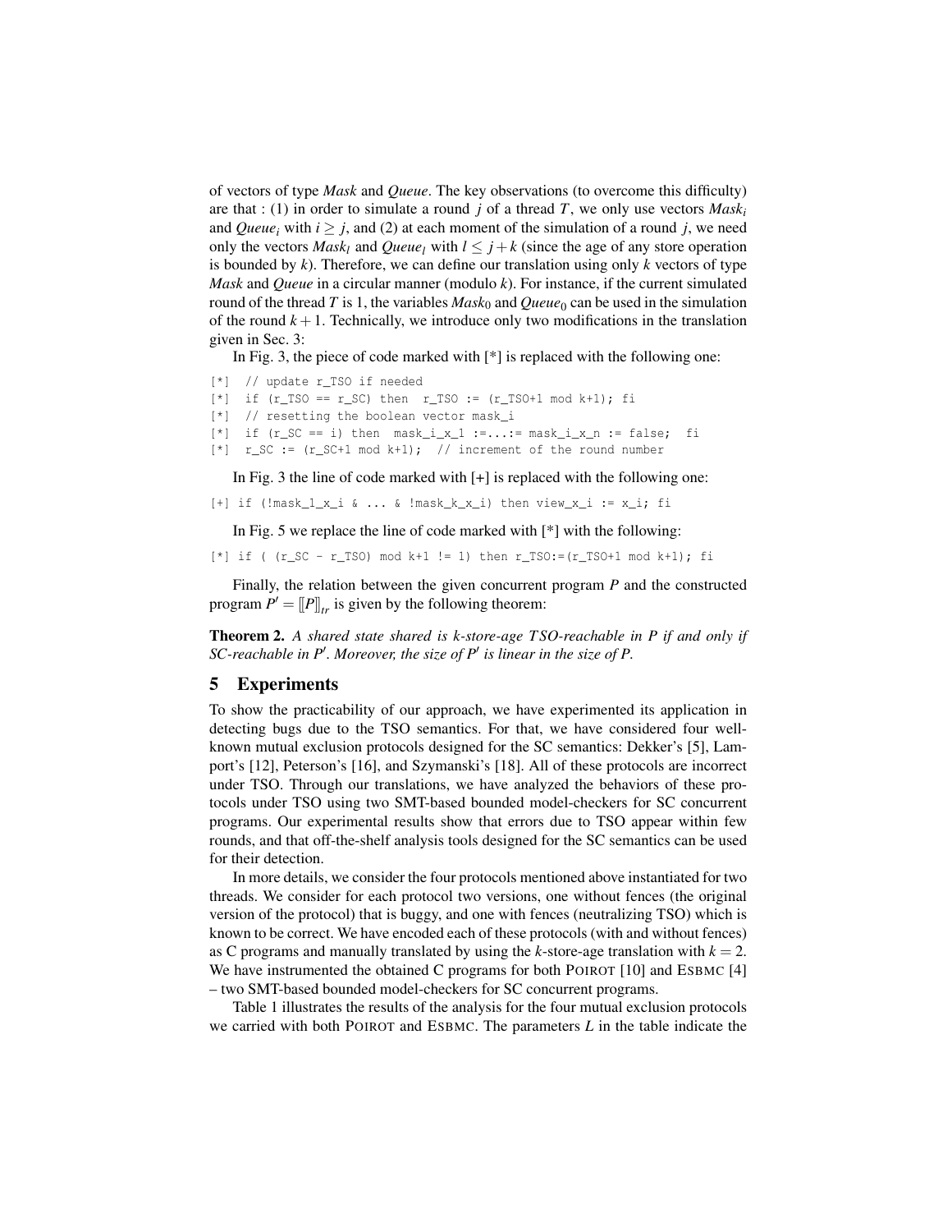of vectors of type *Mask* and *Queue*. The key observations (to overcome this difficulty) are that : (1) in order to simulate a round $j$ of a thread $T$, we only use vectors $Mask_i$ and $Queue_i$ with $i \geq j$, and (2) at each moment of the simulation of a round $j$, we need only the vectors $Mask_l$ and $Queue_l$ with $l \leq j+k$ (since the age of any store operation is bounded by $k$). Therefore, we can define our translation using only $k$ vectors of type *Mask* and *Queue* in a circular manner (modulo $k$). For instance, if the current simulated round of the thread $T$ is 1, the variables $Mask_0$ and $Queue_0$ can be used in the simulation of the round $k+1$. Technically, we introduce only two modifications in the translation given in Sec. 3:

In Fig. 3, the piece of code marked with [*] is replaced with the following one:

```
[*]  // update r_TSO if needed
[*]  if (r_TSO == r_SC) then  r_TSO := (r_TSO+1 mod k+1); fi
[*]  // resetting the boolean vector mask_i
[*]  if (r_SC == i) then  mask_i_x_1 :=...:= mask_i_x_n := false;  fi
[*]  r_SC := (r_SC+1 mod k+1);  // increment of the round number
```

In Fig. 3 the line of code marked with [+] is replaced with the following one:

```
[+] if (!mask_1_x_i & ... & !mask_k_x_i) then view_x_i := x_i; fi
```

In Fig. 5 we replace the line of code marked with [*] with the following:

```
[*] if ( (r_SC - r_TSO) mod k+1 != 1) then r_TSO:=(r_TSO+1 mod k+1); fi
```

Finally, the relation between the given concurrent program $P$ and the constructed program $P' = [\![P]\!]_{tr}$ is given by the following theorem:

**Theorem 2.** *A shared state shared is k-store-age TSO-reachable in P if and only if SC-reachable in $P'$. Moreover, the size of $P'$ is linear in the size of P.*

## 5 Experiments

To show the practicability of our approach, we have experimented its application in detecting bugs due to the TSO semantics. For that, we have considered four well-known mutual exclusion protocols designed for the SC semantics: Dekker's [5], Lamport's [12], Peterson's [16], and Szymanski's [18]. All of these protocols are incorrect under TSO. Through our translations, we have analyzed the behaviors of these protocols under TSO using two SMT-based bounded model-checkers for SC concurrent programs. Our experimental results show that errors due to TSO appear within few rounds, and that off-the-shelf analysis tools designed for the SC semantics can be used for their detection.

In more details, we consider the four protocols mentioned above instantiated for two threads. We consider for each protocol two versions, one without fences (the original version of the protocol) that is buggy, and one with fences (neutralizing TSO) which is known to be correct. We have encoded each of these protocols (with and without fences) as C programs and manually translated by using the $k$-store-age translation with $k = 2$. We have instrumented the obtained C programs for both POIROT [10] and ESBMC [4] – two SMT-based bounded model-checkers for SC concurrent programs.

Table 1 illustrates the results of the analysis for the four mutual exclusion protocols we carried with both POIROT and ESBMC. The parameters $L$ in the table indicate the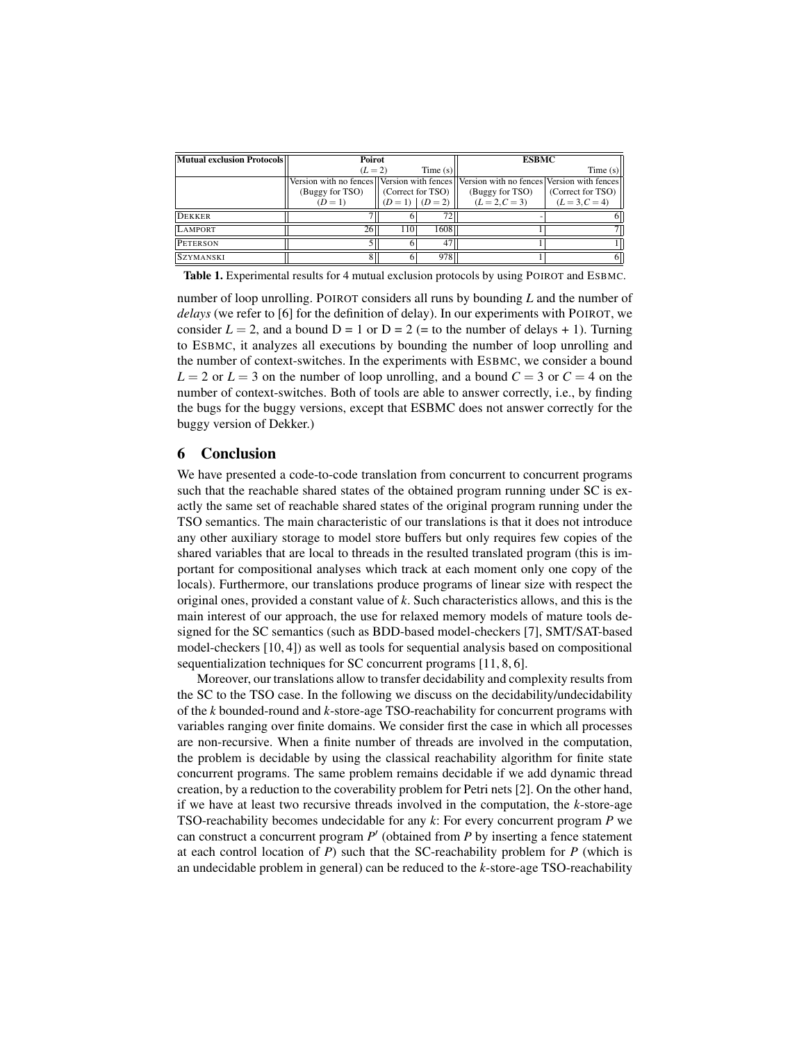| Mutual exclusion Protocols | Poirot | | | ESBMC | |
|---|---|---|---|---|---|
| | ($L = 2$) | | Time (s) | | Time (s) |
| | Version with no fences (Buggy for TSO) ($D = 1$) | Version with fences (Correct for TSO) ($D = 1$) | ($D = 2$) | Version with no fences (Buggy for TSO) ($L = 2, C = 3$) | Version with fences (Correct for TSO) ($L = 3, C = 4$) |
| DEKKER | 7 | 6 | 72 | - | 6 |
| LAMPORT | 26 | 110 | 1608 | 1 | 7 |
| PETERSON | 5 | 6 | 47 | 1 | 1 |
| SZYMANSKI | 8 | 6 | 978 | 1 | 6 |

**Table 1.** Experimental results for 4 mutual exclusion protocols by using POIROT and ESBMC.

number of loop unrolling. POIROT considers all runs by bounding $L$ and the number of *delays* (we refer to [6] for the definition of delay). In our experiments with POIROT, we consider $L = 2$, and a bound D = 1 or D = 2 (= to the number of delays + 1). Turning to ESBMC, it analyzes all executions by bounding the number of loop unrolling and the number of context-switches. In the experiments with ESBMC, we consider a bound $L = 2$ or $L = 3$ on the number of loop unrolling, and a bound $C = 3$ or $C = 4$ on the number of context-switches. Both of tools are able to answer correctly, i.e., by finding the bugs for the buggy versions, except that ESBMC does not answer correctly for the buggy version of Dekker.)

## 6 Conclusion

We have presented a code-to-code translation from concurrent to concurrent programs such that the reachable shared states of the obtained program running under SC is exactly the same set of reachable shared states of the original program running under the TSO semantics. The main characteristic of our translations is that it does not introduce any other auxiliary storage to model store buffers but only requires few copies of the shared variables that are local to threads in the resulted translated program (this is important for compositional analyses which track at each moment only one copy of the locals). Furthermore, our translations produce programs of linear size with respect the original ones, provided a constant value of $k$. Such characteristics allows, and this is the main interest of our approach, the use for relaxed memory models of mature tools designed for the SC semantics (such as BDD-based model-checkers [7], SMT/SAT-based model-checkers [10, 4]) as well as tools for sequential analysis based on compositional sequentialization techniques for SC concurrent programs [11, 8, 6].

Moreover, our translations allow to transfer decidability and complexity results from the SC to the TSO case. In the following we discuss on the decidability/undecidability of the $k$ bounded-round and $k$-store-age TSO-reachability for concurrent programs with variables ranging over finite domains. We consider first the case in which all processes are non-recursive. When a finite number of threads are involved in the computation, the problem is decidable by using the classical reachability algorithm for finite state concurrent programs. The same problem remains decidable if we add dynamic thread creation, by a reduction to the coverability problem for Petri nets [2]. On the other hand, if we have at least two recursive threads involved in the computation, the $k$-store-age TSO-reachability becomes undecidable for any $k$: For every concurrent program $P$ we can construct a concurrent program $P'$ (obtained from $P$ by inserting a fence statement at each control location of $P$) such that the SC-reachability problem for $P$ (which is an undecidable problem in general) can be reduced to the $k$-store-age TSO-reachability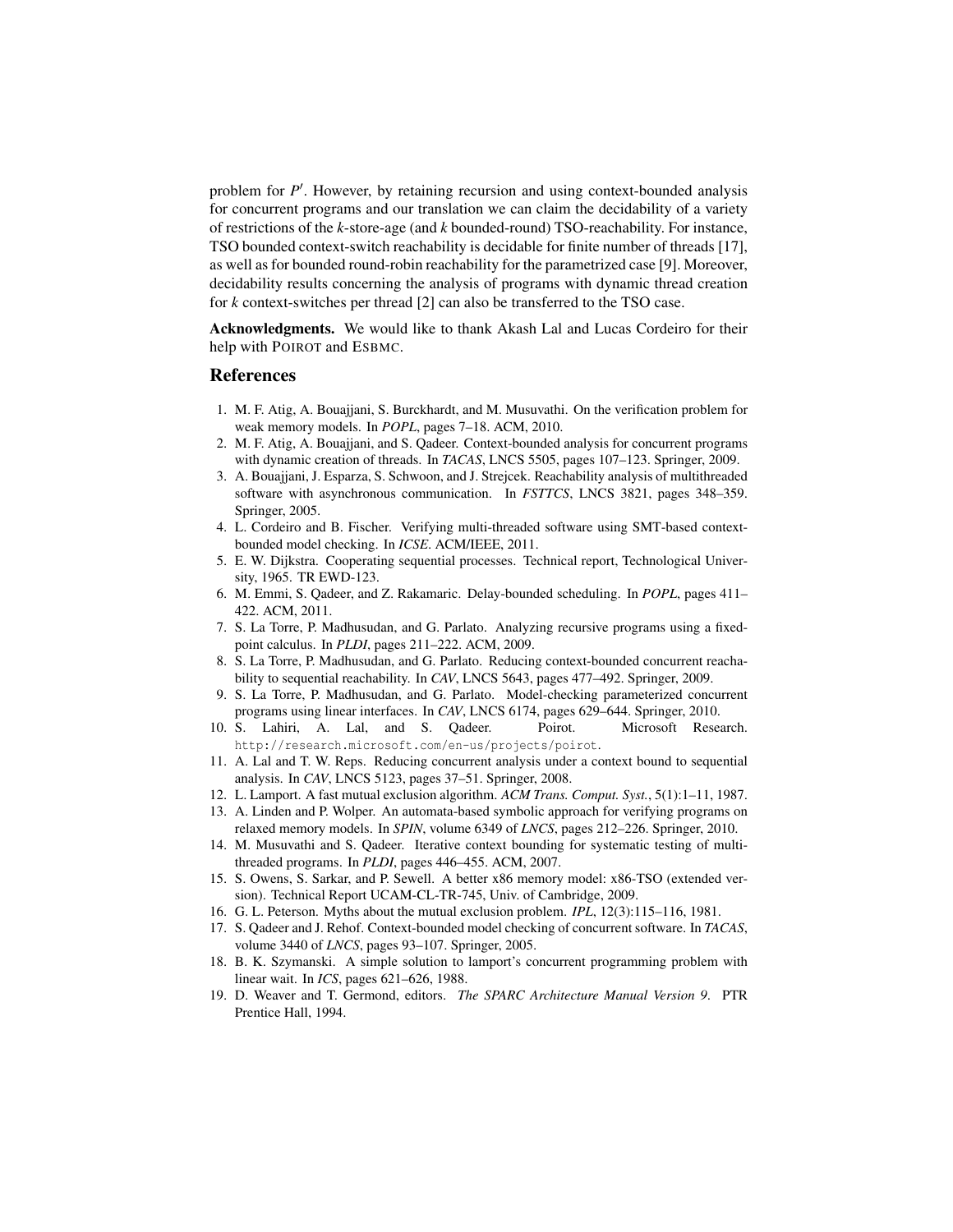problem for $P'$. However, by retaining recursion and using context-bounded analysis for concurrent programs and our translation we can claim the decidability of a variety of restrictions of the $k$-store-age (and $k$ bounded-round) TSO-reachability. For instance, TSO bounded context-switch reachability is decidable for finite number of threads [17], as well as for bounded round-robin reachability for the parametrized case [9]. Moreover, decidability results concerning the analysis of programs with dynamic thread creation for $k$ context-switches per thread [2] can also be transferred to the TSO case.

**Acknowledgments.** We would like to thank Akash Lal and Lucas Cordeiro for their help with POIROT and ESBMC.

## References

1. M. F. Atig, A. Bouajjani, S. Burckhardt, and M. Musuvathi. On the verification problem for weak memory models. In *POPL*, pages 7–18. ACM, 2010.
2. M. F. Atig, A. Bouajjani, and S. Qadeer. Context-bounded analysis for concurrent programs with dynamic creation of threads. In *TACAS*, LNCS 5505, pages 107–123. Springer, 2009.
3. A. Bouajjani, J. Esparza, S. Schwoon, and J. Strejcek. Reachability analysis of multithreaded software with asynchronous communication. In *FSTTCS*, LNCS 3821, pages 348–359. Springer, 2005.
4. L. Cordeiro and B. Fischer. Verifying multi-threaded software using SMT-based context-bounded model checking. In *ICSE*. ACM/IEEE, 2011.
5. E. W. Dijkstra. Cooperating sequential processes. Technical report, Technological University, 1965. TR EWD-123.
6. M. Emmi, S. Qadeer, and Z. Rakamaric. Delay-bounded scheduling. In *POPL*, pages 411–422. ACM, 2011.
7. S. La Torre, P. Madhusudan, and G. Parlato. Analyzing recursive programs using a fixed-point calculus. In *PLDI*, pages 211–222. ACM, 2009.
8. S. La Torre, P. Madhusudan, and G. Parlato. Reducing context-bounded concurrent reachability to sequential reachability. In *CAV*, LNCS 5643, pages 477–492. Springer, 2009.
9. S. La Torre, P. Madhusudan, and G. Parlato. Model-checking parameterized concurrent programs using linear interfaces. In *CAV*, LNCS 6174, pages 629–644. Springer, 2010.
10. S. Lahiri, A. Lal, and S. Qadeer. Poirot. Microsoft Research. http://research.microsoft.com/en-us/projects/poirot.
11. A. Lal and T. W. Reps. Reducing concurrent analysis under a context bound to sequential analysis. In *CAV*, LNCS 5123, pages 37–51. Springer, 2008.
12. L. Lamport. A fast mutual exclusion algorithm. *ACM Trans. Comput. Syst.*, 5(1):1–11, 1987.
13. A. Linden and P. Wolper. An automata-based symbolic approach for verifying programs on relaxed memory models. In *SPIN*, volume 6349 of *LNCS*, pages 212–226. Springer, 2010.
14. M. Musuvathi and S. Qadeer. Iterative context bounding for systematic testing of multithreaded programs. In *PLDI*, pages 446–455. ACM, 2007.
15. S. Owens, S. Sarkar, and P. Sewell. A better x86 memory model: x86-TSO (extended version). Technical Report UCAM-CL-TR-745, Univ. of Cambridge, 2009.
16. G. L. Peterson. Myths about the mutual exclusion problem. *IPL*, 12(3):115–116, 1981.
17. S. Qadeer and J. Rehof. Context-bounded model checking of concurrent software. In *TACAS*, volume 3440 of *LNCS*, pages 93–107. Springer, 2005.
18. B. K. Szymanski. A simple solution to lamport's concurrent programming problem with linear wait. In *ICS*, pages 621–626, 1988.
19. D. Weaver and T. Germond, editors. *The SPARC Architecture Manual Version 9*. PTR Prentice Hall, 1994.